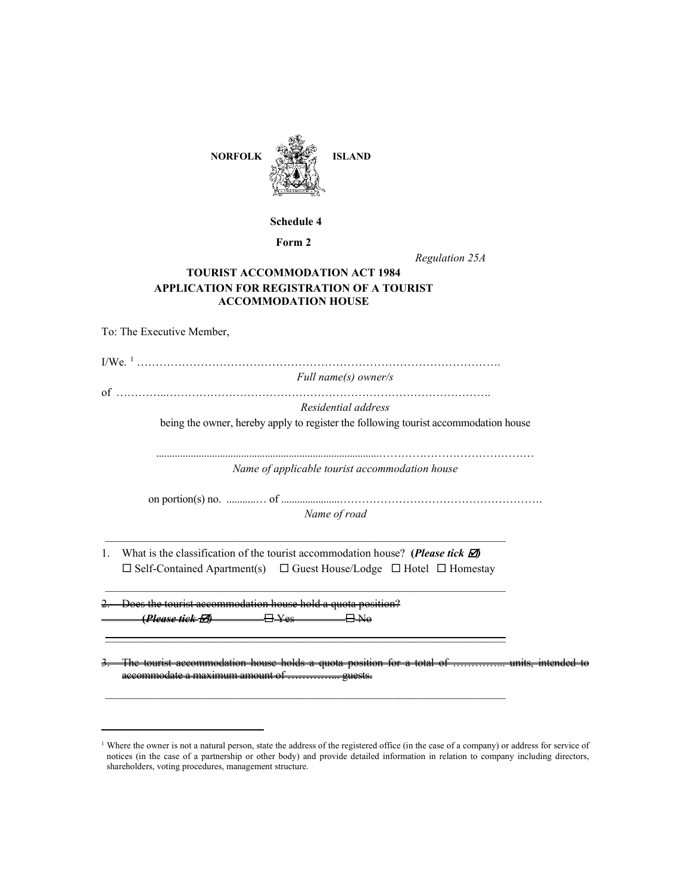**NORFOLK ISLAND**

**Schedule 4**

**Form 2**

*Regulation 25A*

**TOURIST ACCOMMODATION ACT 1984**
**APPLICATION FOR REGISTRATION OF A TOURIST ACCOMMODATION HOUSE**

To: The Executive Member,

I/We. [1] …………………………………………………………………………………….
*Full name(s) owner/s*

of …………..………………………………………………………………………….
*Residential address*

being the owner, hereby apply to register the following tourist accommodation house

.........................................................................................……………………………………
*Name of applicable tourist accommodation house*

on portion(s) no. ...........… of .....................……………………………………………….
*Name of road*

---

1. What is the classification of the tourist accommodation house? ***(Please tick ☑)***
   ☐ Self-Contained Apartment(s) ☐ Guest House/Lodge ☐ Hotel ☐ Homestay

---

~~2. Does the tourist accommodation house hold a quota position?~~
~~***(Please tick ☑)*** ☐ Yes ☐ No~~

---

~~3. The tourist accommodation house holds a quota position for a total of ………….. units, intended to accommodate a maximum amount of ………….. guests.~~

---

[1] Where the owner is not a natural person, state the address of the registered office (in the case of a company) or address for service of notices (in the case of a partnership or other body) and provide detailed information in relation to company including directors, shareholders, voting procedures, management structure.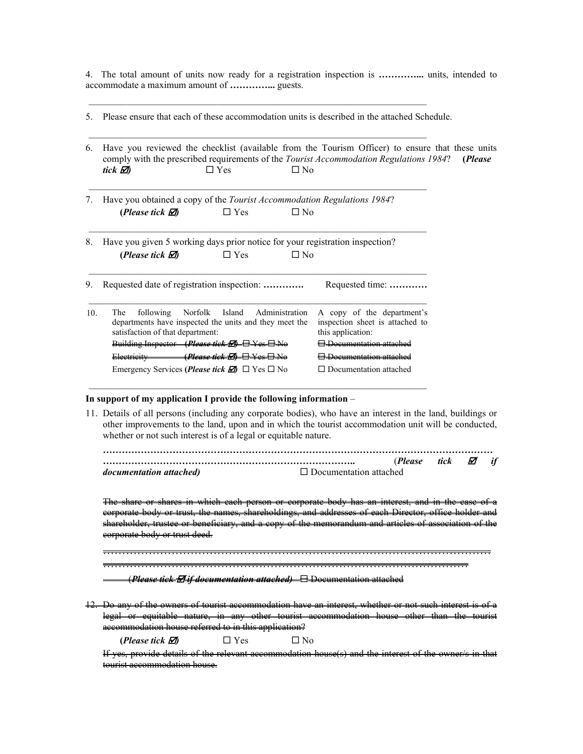4. The total amount of units now ready for a registration inspection is **…………...** units, intended to accommodate a maximum amount of **…………..** guests.

---

5. Please ensure that each of these accommodation units is described in the attached Schedule.

---

6. Have you reviewed the checklist (available from the Tourism Officer) to ensure that these units comply with the prescribed requirements of the *Tourist Accommodation Regulations 1984*? **(*Please tick* ☑)** ☐ Yes ☐ No

---

7. Have you obtained a copy of the *Tourist Accommodation Regulations 1984*?
   **(*Please tick* ☑)** ☐ Yes ☐ No

---

8. Have you given 5 working days prior notice for your registration inspection?
   **(*Please tick* ☑)** ☐ Yes ☐ No

---

9. Requested date of registration inspection: **…………** Requested time: **…………**

---

10. The following Norfolk Island Administration departments have inspected the units and they meet the satisfaction of that department:

| | A copy of the department's inspection sheet is attached to this application: |
|---|---|
| ~~Building Inspector **(*Please tick* ☑)** ☐ Yes ☐ No~~ | ~~☐ Documentation attached~~ |
| ~~Electricity **(*Please tick* ☑)** ☐ Yes ☐ No~~ | ~~☐ Documentation attached~~ |
| Emergency Services **(*Please tick* ☑)** ☐ Yes ☐ No | ☐ Documentation attached |

---

**In support of my application I provide the following information** –

11. Details of all persons (including any corporate bodies), who have an interest in the land, buildings or other improvements to the land, upon and in which the tourist accommodation unit will be conducted, whether or not such interest is of a legal or equitable nature.

    **…………………………………………………………………………………………………………**
    **……………………………………………………………………..** (***Please tick ☑ if documentation attached)*** ☐ Documentation attached

    ~~The share or shares in which each person or corporate body has an interest, and in the case of a corporate body or trust, the names, shareholdings, and addresses of each Director, office holder and shareholder, trustee or beneficiary, and a copy of the memorandum and articles of association of the corporate body or trust deed.~~

    ~~…………………………………………………………………………………………………~~
    ~~……………………………………………………………………………………………~~
    ~~(***Please tick ☑ if documentation attached)*** ☐ Documentation attached~~

12. ~~Do any of the owners of tourist accommodation have an interest, whether or not such interest is of a legal or equitable nature, in any other tourist accommodation house other than the tourist accommodation house referred to in this application?~~

    **(*Please tick* ☑)** ☐ Yes ☐ No

    ~~If yes, provide details of the relevant accommodation house(s) and the interest of the owner/s in that tourist accommodation house.~~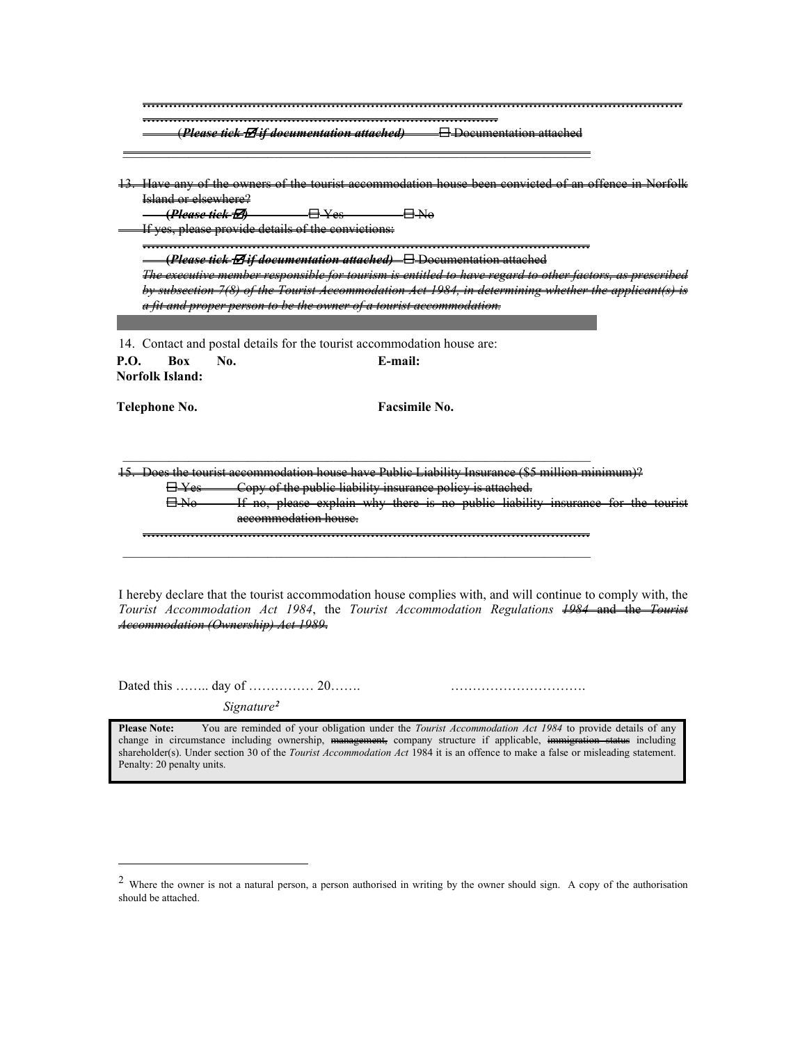~~……………………………………………………………………………………………………………~~
~~……………………………………………………………………~~
~~(***Please tick ☑ if documentation attached)*** ☐ Documentation attached~~

---

~~13. Have any of the owners of the tourist accommodation house been convicted of an offence in Norfolk Island or elsewhere?~~
~~***(Please tick ☑)*** ☐ Yes ☐ No~~
~~If yes, please provide details of the convictions:~~
~~……………………………………………………………………………………………~~
~~***(Please tick ☑ if documentation attached)*** ☐ Documentation attached~~
~~*The executive member responsible for tourism is entitled to have regard to other factors, as prescribed by subsection 7(8) of the Tourist Accommodation Act 1984, in determining whether the applicant(s) is a fit and proper person to be the owner of a tourist accommodation.*~~

14. Contact and postal details for the tourist accommodation house are:

**P.O. Box No. Norfolk Island:** **E-mail:**

**Telephone No.** **Facsimile No.**

---

~~15. Does the tourist accommodation house have Public Liability Insurance ($5 million minimum)?~~
~~☐ Yes Copy of the public liability insurance policy is attached.~~
~~☐ No If no, please explain why there is no public liability insurance for the tourist accommodation house.~~
~~……………………………………………………………………………………………~~

---

I hereby declare that the tourist accommodation house complies with, and will continue to comply with, the *Tourist Accommodation Act 1984*, the *Tourist Accommodation Regulations* ~~*1984*~~ ~~and the~~ ~~*Tourist Accommodation (Ownership) Act 1989*~~.

Dated this …….. day of …………… 20……. ………………………….

*Signature*[2]

> **Please Note:** You are reminded of your obligation under the *Tourist Accommodation Act 1984* to provide details of any change in circumstance including ownership, ~~management,~~ company structure if applicable, ~~immigration status~~ including shareholder(s). Under section 30 of the *Tourist Accommodation Act* 1984 it is an offence to make a false or misleading statement. Penalty: 20 penalty units.

---

[2] Where the owner is not a natural person, a person authorised in writing by the owner should sign. A copy of the authorisation should be attached.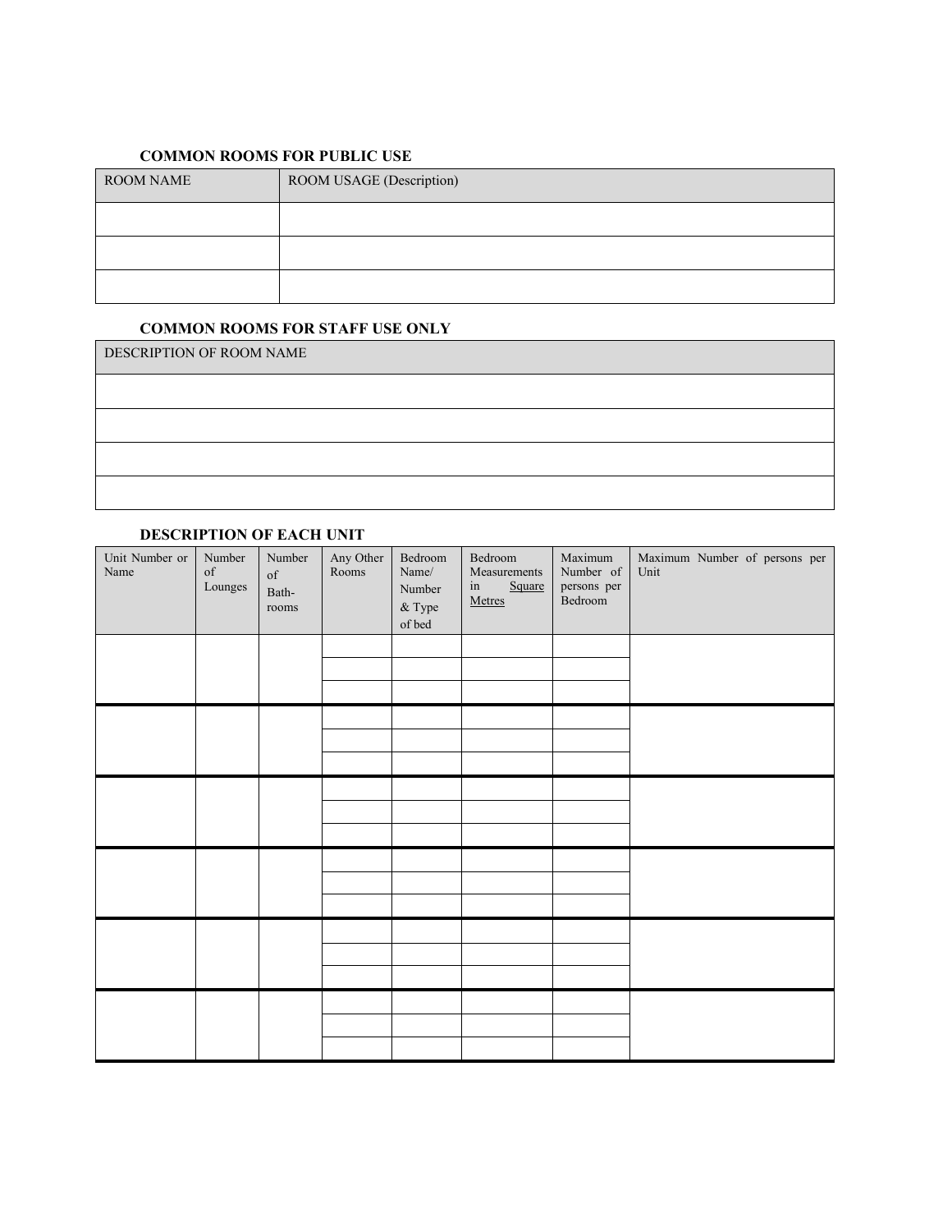### COMMON ROOMS FOR PUBLIC USE

| ROOM NAME | ROOM USAGE (Description) |
| --- | --- |
| | |
| | |
| | |

### COMMON ROOMS FOR STAFF USE ONLY

| DESCRIPTION OF ROOM NAME |
| --- |
| |
| |
| |
| |

### DESCRIPTION OF EACH UNIT

| Unit Number or Name | Number of Lounges | Number of Bath-rooms | Any Other Rooms | Bedroom Name/ Number & Type of bed | Bedroom Measurements in Square Metres | Maximum Number of persons per Bedroom | Maximum Number of persons per Unit |
| --- | --- | --- | --- | --- | --- | --- | --- |
| | | | | | | | |
| | | | | | | | |
| | | | | | | | |
| | | | | | | | |
| | | | | | | | |
| | | | | | | | |
| | | | | | | | |
| | | | | | | | |
| | | | | | | | |
| | | | | | | | |
| | | | | | | | |
| | | | | | | | |
| | | | | | | | |
| | | | | | | | |
| | | | | | | | |
| | | | | | | | |
| | | | | | | | |
| | | | | | | | |